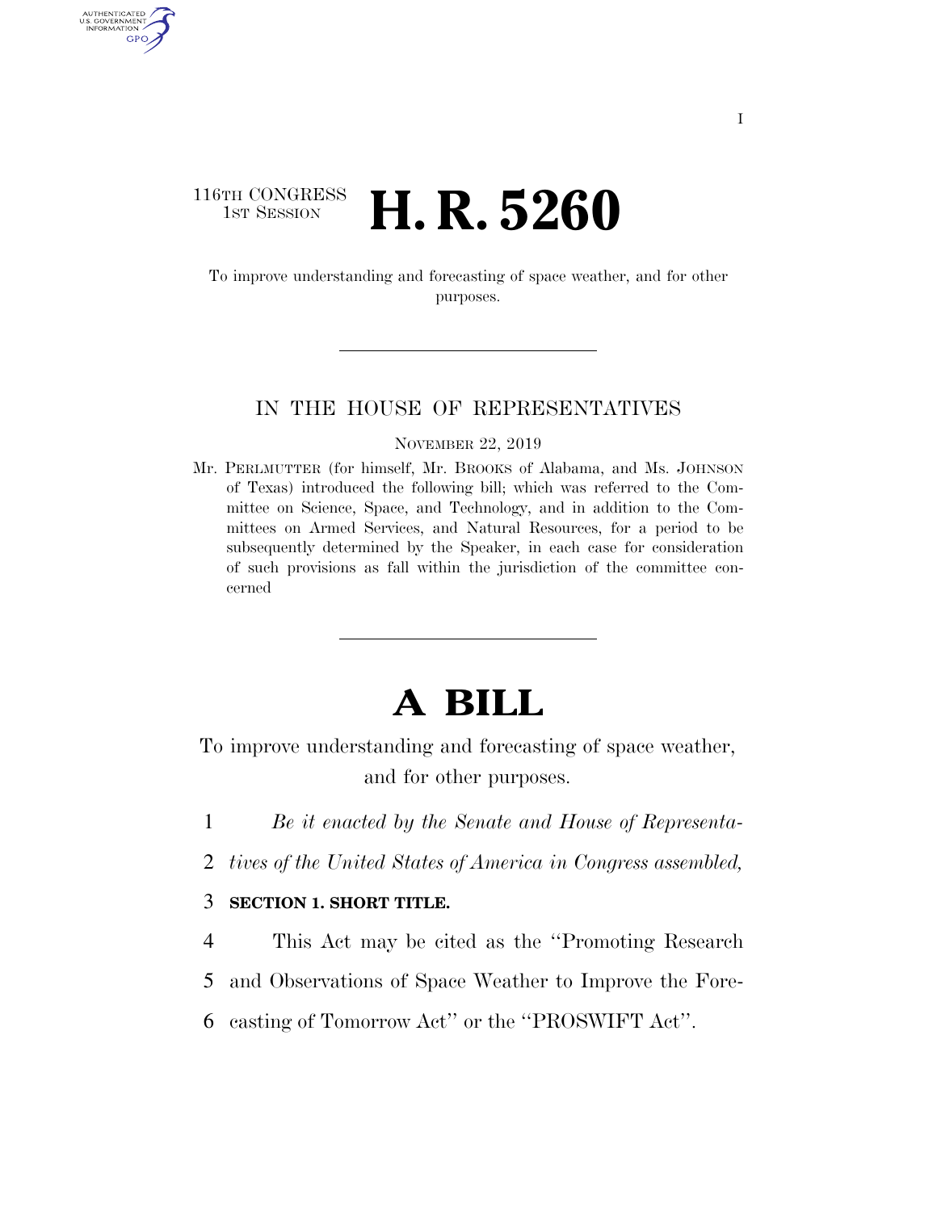116TH CONGRESS
1ST SESSION

# H. R. 5260

To improve understanding and forecasting of space weather, and for other purposes.

IN THE HOUSE OF REPRESENTATIVES

NOVEMBER 22, 2019

Mr. PERLMUTTER (for himself, Mr. BROOKS of Alabama, and Ms. JOHNSON of Texas) introduced the following bill; which was referred to the Committee on Science, Space, and Technology, and in addition to the Committees on Armed Services, and Natural Resources, for a period to be subsequently determined by the Speaker, in each case for consideration of such provisions as fall within the jurisdiction of the committee concerned

# A BILL

To improve understanding and forecasting of space weather, and for other purposes.

1 *Be it enacted by the Senate and House of Representa-*
2 *tives of the United States of America in Congress assembled,*

3 **SECTION 1. SHORT TITLE.**

4 This Act may be cited as the ''Promoting Research
5 and Observations of Space Weather to Improve the Fore-
6 casting of Tomorrow Act'' or the ''PROSWIFT Act''.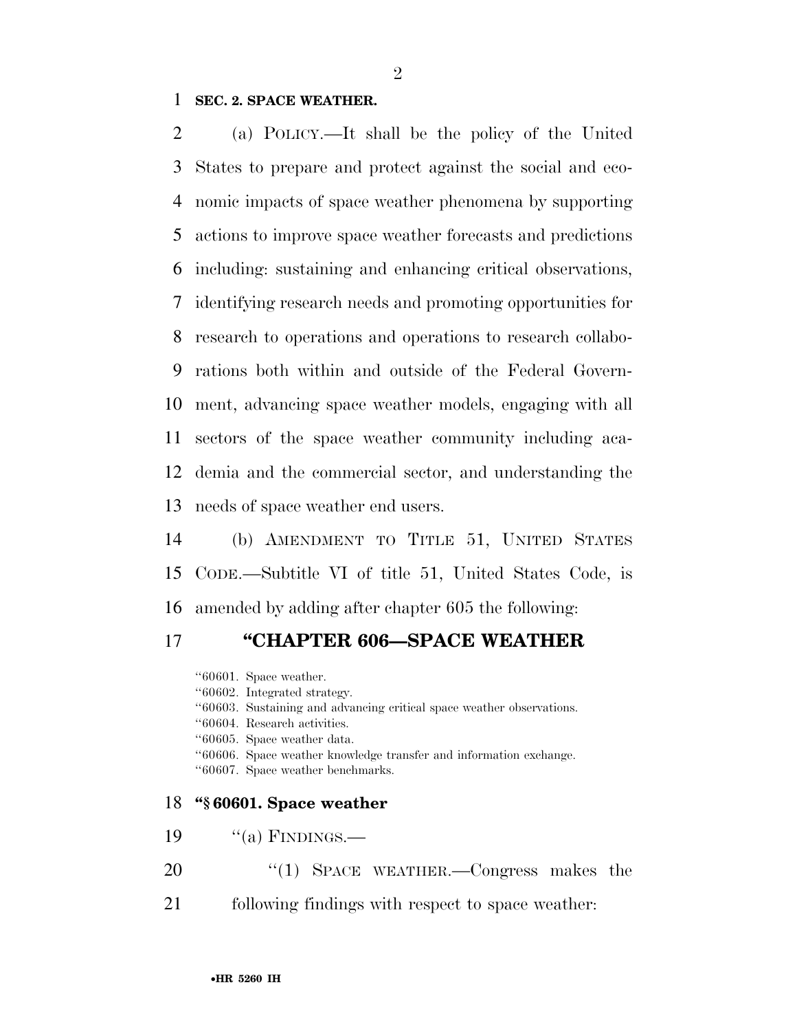**SEC. 2. SPACE WEATHER.**

(a) POLICY.—It shall be the policy of the United States to prepare and protect against the social and economic impacts of space weather phenomena by supporting actions to improve space weather forecasts and predictions including: sustaining and enhancing critical observations, identifying research needs and promoting opportunities for research to operations and operations to research collaborations both within and outside of the Federal Government, advancing space weather models, engaging with all sectors of the space weather community including academia and the commercial sector, and understanding the needs of space weather end users.

(b) AMENDMENT TO TITLE 51, UNITED STATES CODE.—Subtitle VI of title 51, United States Code, is amended by adding after chapter 605 the following:

## "CHAPTER 606—SPACE WEATHER

"60601. Space weather.
"60602. Integrated strategy.
"60603. Sustaining and advancing critical space weather observations.
"60604. Research activities.
"60605. Space weather data.
"60606. Space weather knowledge transfer and information exchange.
"60607. Space weather benchmarks.

### "§ 60601. Space weather

"(a) FINDINGS.—

"(1) SPACE WEATHER.—Congress makes the following findings with respect to space weather: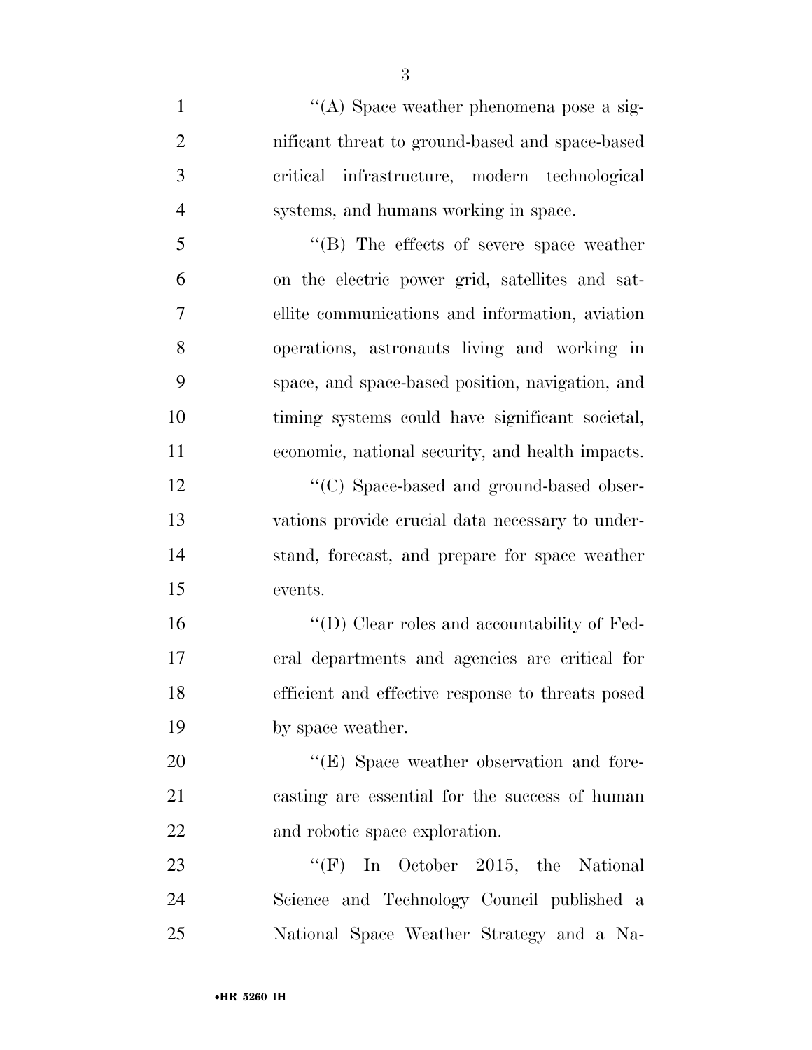"(A) Space weather phenomena pose a significant threat to ground-based and space-based critical infrastructure, modern technological systems, and humans working in space.

"(B) The effects of severe space weather on the electric power grid, satellites and satellite communications and information, aviation operations, astronauts living and working in space, and space-based position, navigation, and timing systems could have significant societal, economic, national security, and health impacts.

"(C) Space-based and ground-based observations provide crucial data necessary to understand, forecast, and prepare for space weather events.

"(D) Clear roles and accountability of Federal departments and agencies are critical for efficient and effective response to threats posed by space weather.

"(E) Space weather observation and forecasting are essential for the success of human and robotic space exploration.

"(F) In October 2015, the National Science and Technology Council published a National Space Weather Strategy and a Na-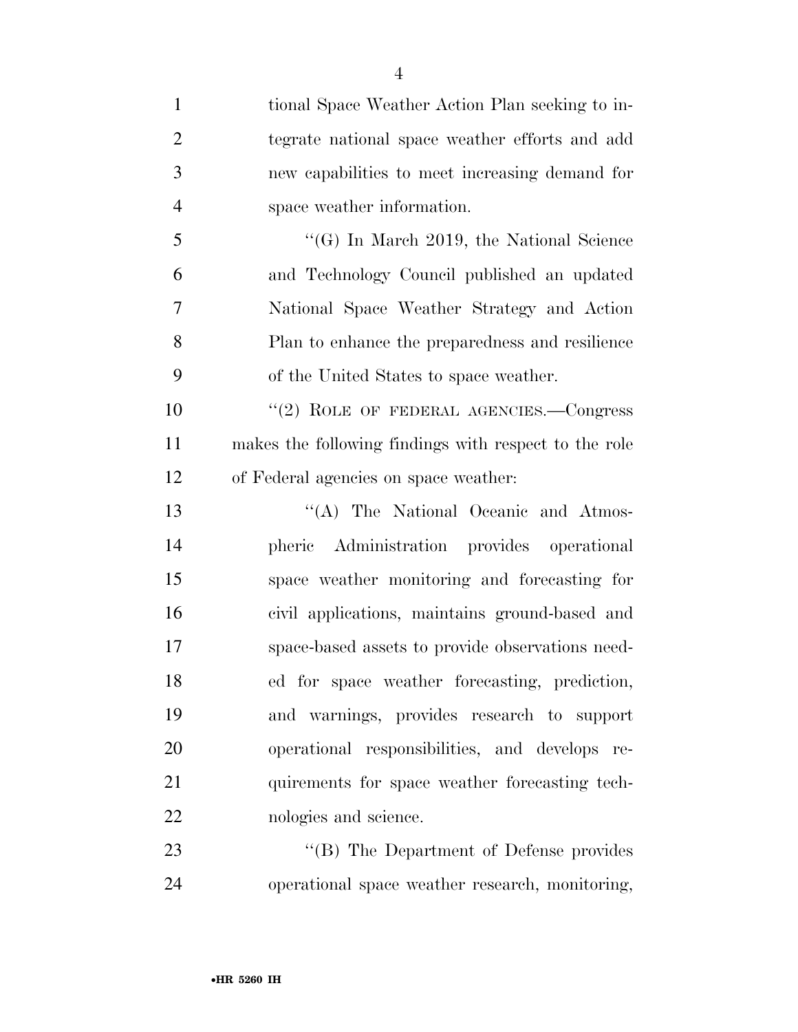tional Space Weather Action Plan seeking to integrate national space weather efforts and add new capabilities to meet increasing demand for space weather information.

''(G) In March 2019, the National Science and Technology Council published an updated National Space Weather Strategy and Action Plan to enhance the preparedness and resilience of the United States to space weather.

''(2) ROLE OF FEDERAL AGENCIES.—Congress makes the following findings with respect to the role of Federal agencies on space weather:

''(A) The National Oceanic and Atmospheric Administration provides operational space weather monitoring and forecasting for civil applications, maintains ground-based and space-based assets to provide observations needed for space weather forecasting, prediction, and warnings, provides research to support operational responsibilities, and develops requirements for space weather forecasting technologies and science.

''(B) The Department of Defense provides operational space weather research, monitoring,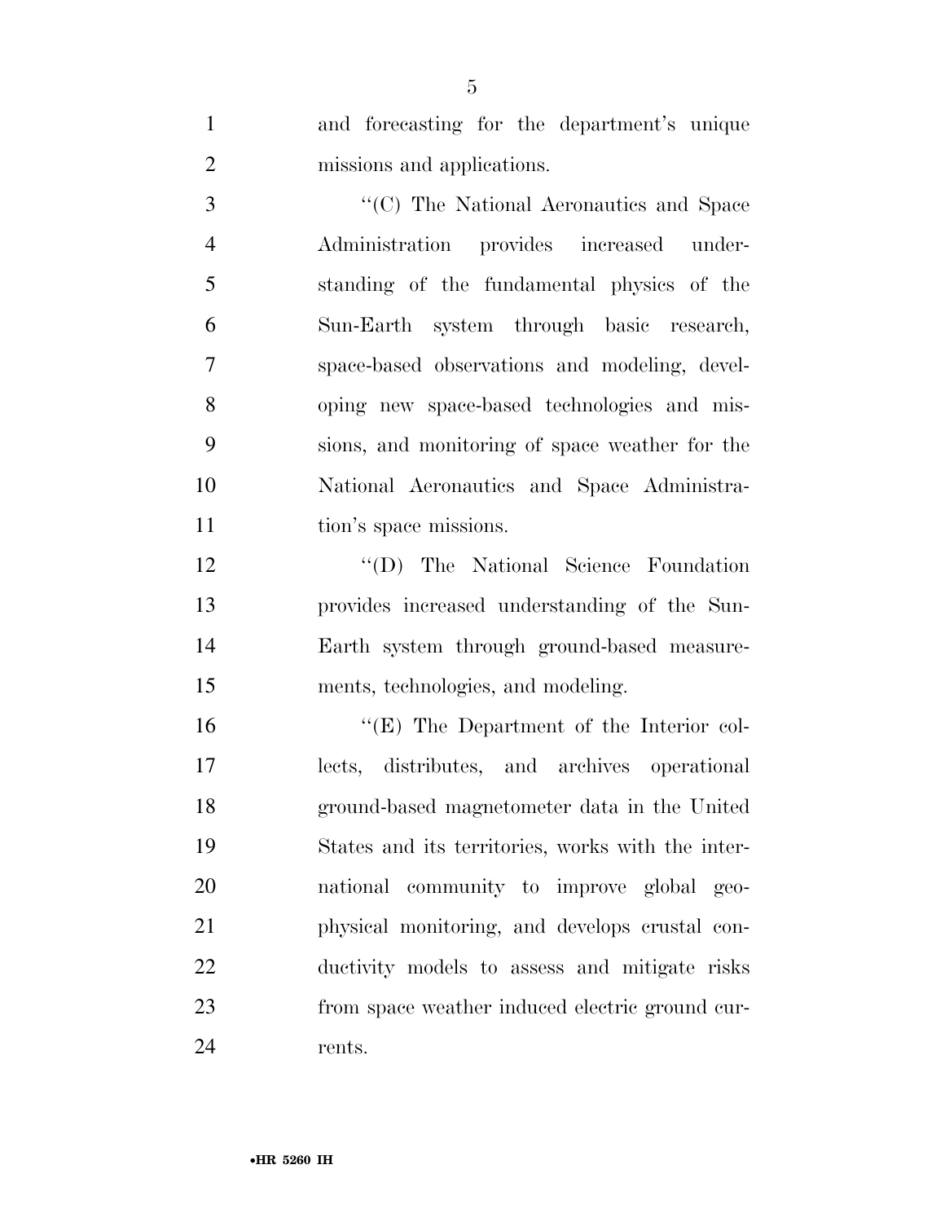and forecasting for the department's unique missions and applications.

"(C) The National Aeronautics and Space Administration provides increased understanding of the fundamental physics of the Sun-Earth system through basic research, space-based observations and modeling, developing new space-based technologies and missions, and monitoring of space weather for the National Aeronautics and Space Administration's space missions.

"(D) The National Science Foundation provides increased understanding of the Sun-Earth system through ground-based measurements, technologies, and modeling.

"(E) The Department of the Interior collects, distributes, and archives operational ground-based magnetometer data in the United States and its territories, works with the international community to improve global geophysical monitoring, and develops crustal conductivity models to assess and mitigate risks from space weather induced electric ground currents.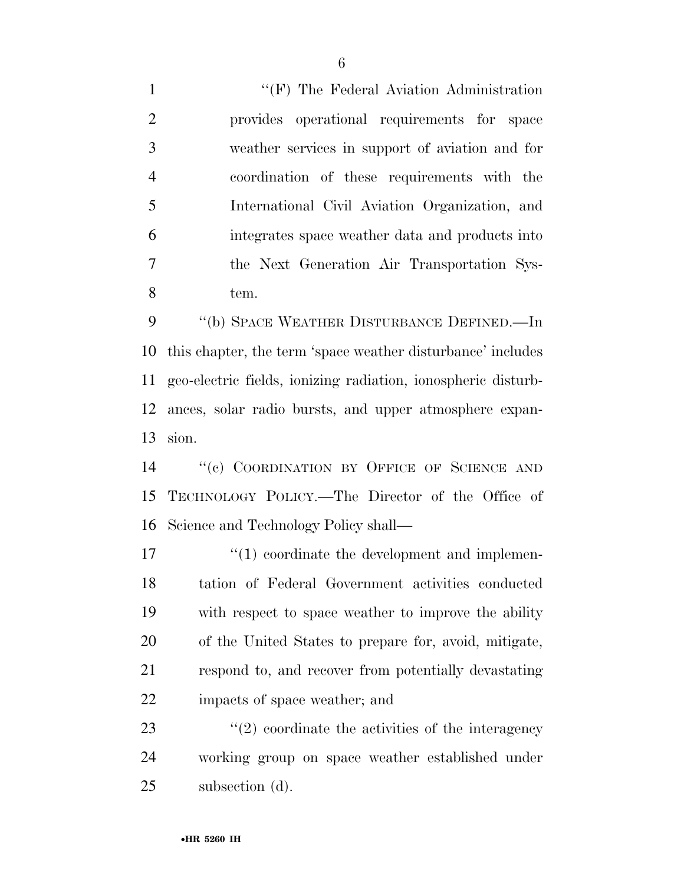"(F) The Federal Aviation Administration provides operational requirements for space weather services in support of aviation and for coordination of these requirements with the International Civil Aviation Organization, and integrates space weather data and products into the Next Generation Air Transportation System.

"(b) SPACE WEATHER DISTURBANCE DEFINED.—In this chapter, the term 'space weather disturbance' includes geo-electric fields, ionizing radiation, ionospheric disturbances, solar radio bursts, and upper atmosphere expansion.

"(c) COORDINATION BY OFFICE OF SCIENCE AND TECHNOLOGY POLICY.—The Director of the Office of Science and Technology Policy shall—

"(1) coordinate the development and implementation of Federal Government activities conducted with respect to space weather to improve the ability of the United States to prepare for, avoid, mitigate, respond to, and recover from potentially devastating impacts of space weather; and

"(2) coordinate the activities of the interagency working group on space weather established under subsection (d).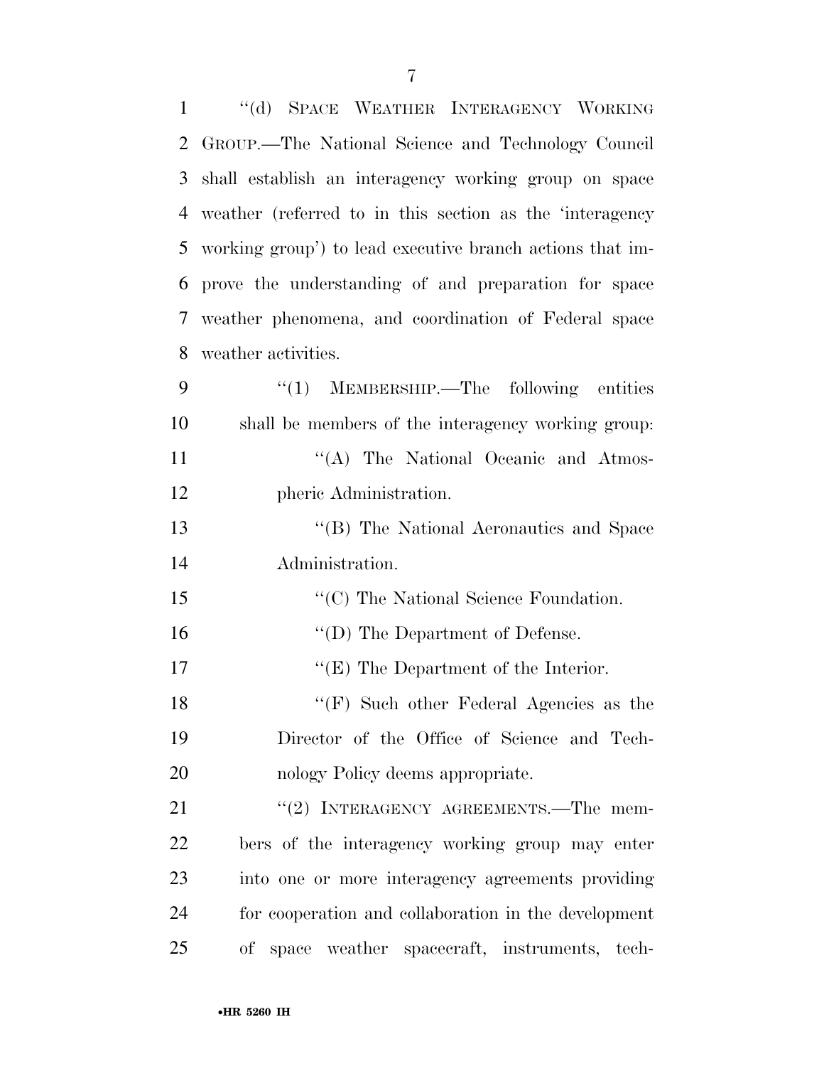"(d) SPACE WEATHER INTERAGENCY WORKING GROUP.—The National Science and Technology Council shall establish an interagency working group on space weather (referred to in this section as the 'interagency working group') to lead executive branch actions that improve the understanding of and preparation for space weather phenomena, and coordination of Federal space weather activities.

"(1) MEMBERSHIP.—The following entities shall be members of the interagency working group:

"(A) The National Oceanic and Atmospheric Administration.

"(B) The National Aeronautics and Space Administration.

"(C) The National Science Foundation.

"(D) The Department of Defense.

"(E) The Department of the Interior.

"(F) Such other Federal Agencies as the Director of the Office of Science and Technology Policy deems appropriate.

"(2) INTERAGENCY AGREEMENTS.—The members of the interagency working group may enter into one or more interagency agreements providing for cooperation and collaboration in the development of space weather spacecraft, instruments, tech-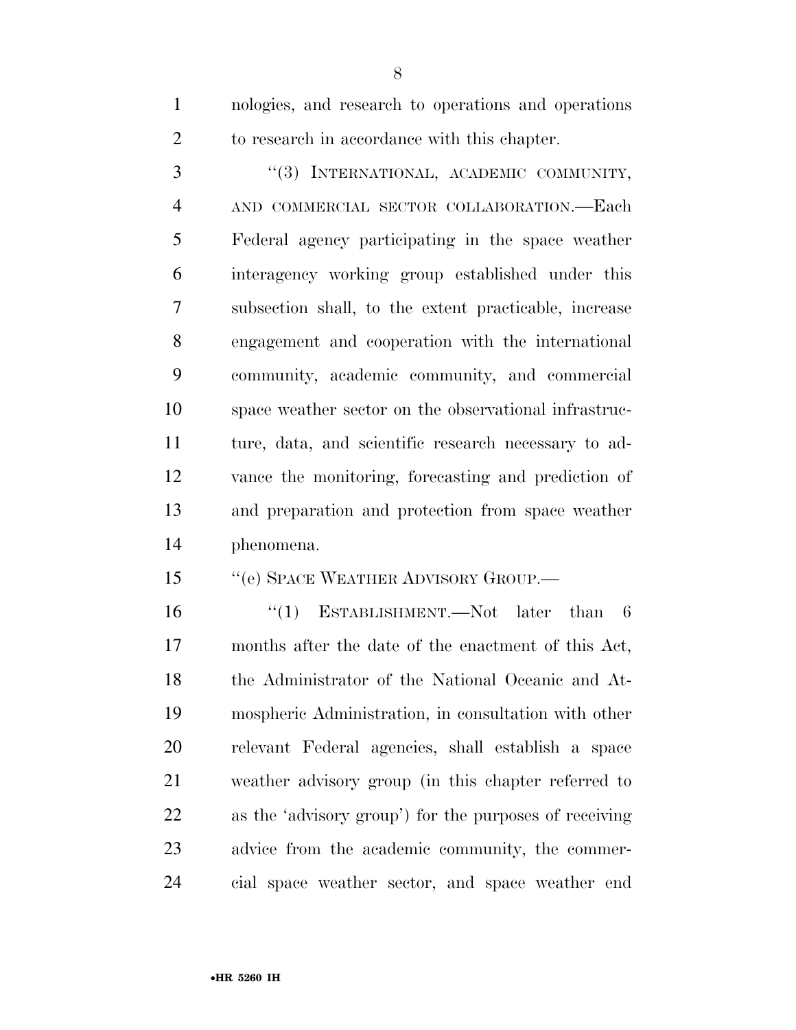nologies, and research to operations and operations to research in accordance with this chapter.

"(3) INTERNATIONAL, ACADEMIC COMMUNITY, AND COMMERCIAL SECTOR COLLABORATION.—Each Federal agency participating in the space weather interagency working group established under this subsection shall, to the extent practicable, increase engagement and cooperation with the international community, academic community, and commercial space weather sector on the observational infrastructure, data, and scientific research necessary to advance the monitoring, forecasting and prediction of and preparation and protection from space weather phenomena.

"(e) SPACE WEATHER ADVISORY GROUP.—

"(1) ESTABLISHMENT.—Not later than 6 months after the date of the enactment of this Act, the Administrator of the National Oceanic and Atmospheric Administration, in consultation with other relevant Federal agencies, shall establish a space weather advisory group (in this chapter referred to as the 'advisory group') for the purposes of receiving advice from the academic community, the commercial space weather sector, and space weather end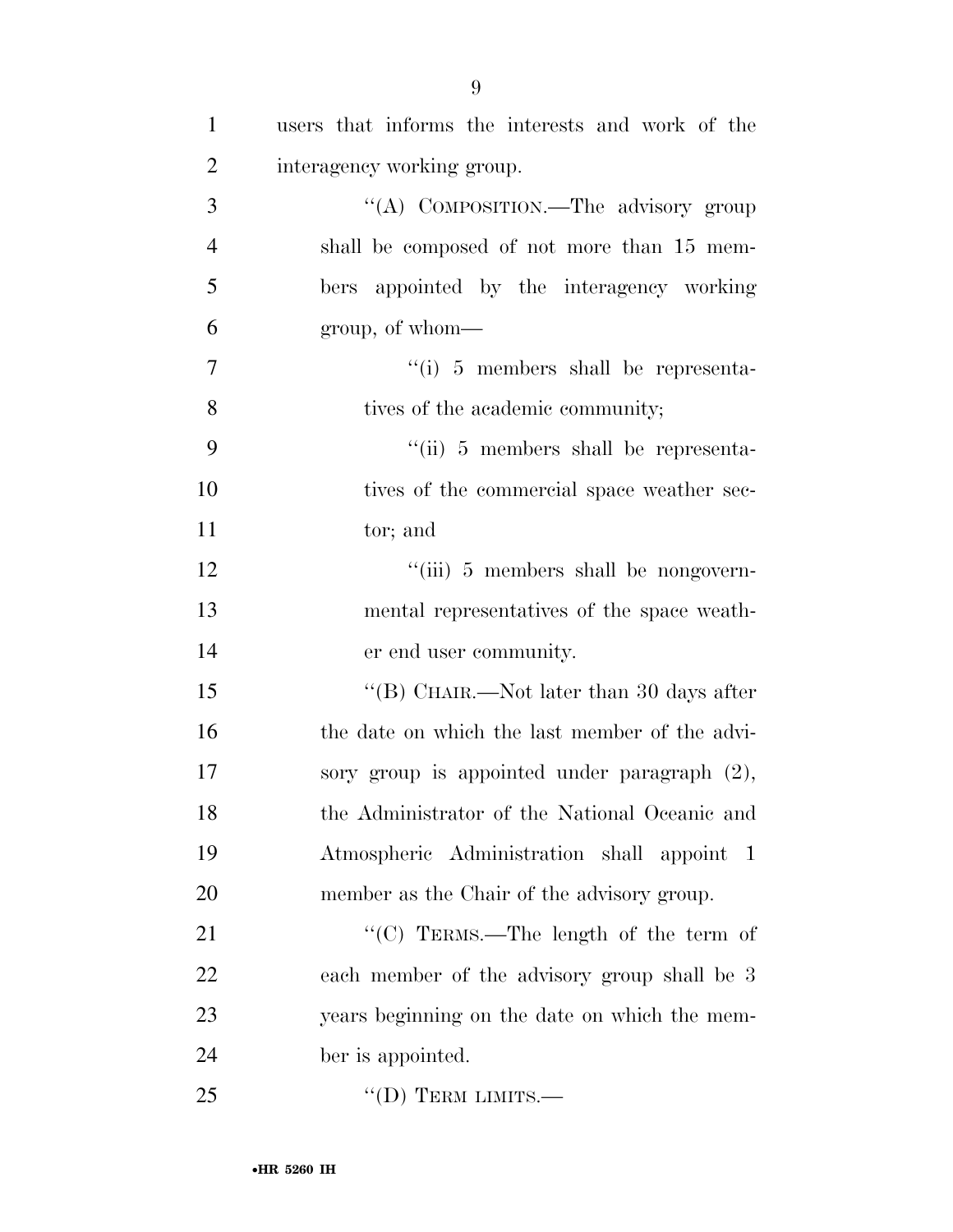users that informs the interests and work of the interagency working group.

"(A) COMPOSITION.—The advisory group shall be composed of not more than 15 members appointed by the interagency working group, of whom—

"(i) 5 members shall be representatives of the academic community;

"(ii) 5 members shall be representatives of the commercial space weather sector; and

"(iii) 5 members shall be nongovernmental representatives of the space weather end user community.

"(B) CHAIR.—Not later than 30 days after the date on which the last member of the advisory group is appointed under paragraph (2), the Administrator of the National Oceanic and Atmospheric Administration shall appoint 1 member as the Chair of the advisory group.

"(C) TERMS.—The length of the term of each member of the advisory group shall be 3 years beginning on the date on which the member is appointed.

"(D) TERM LIMITS.—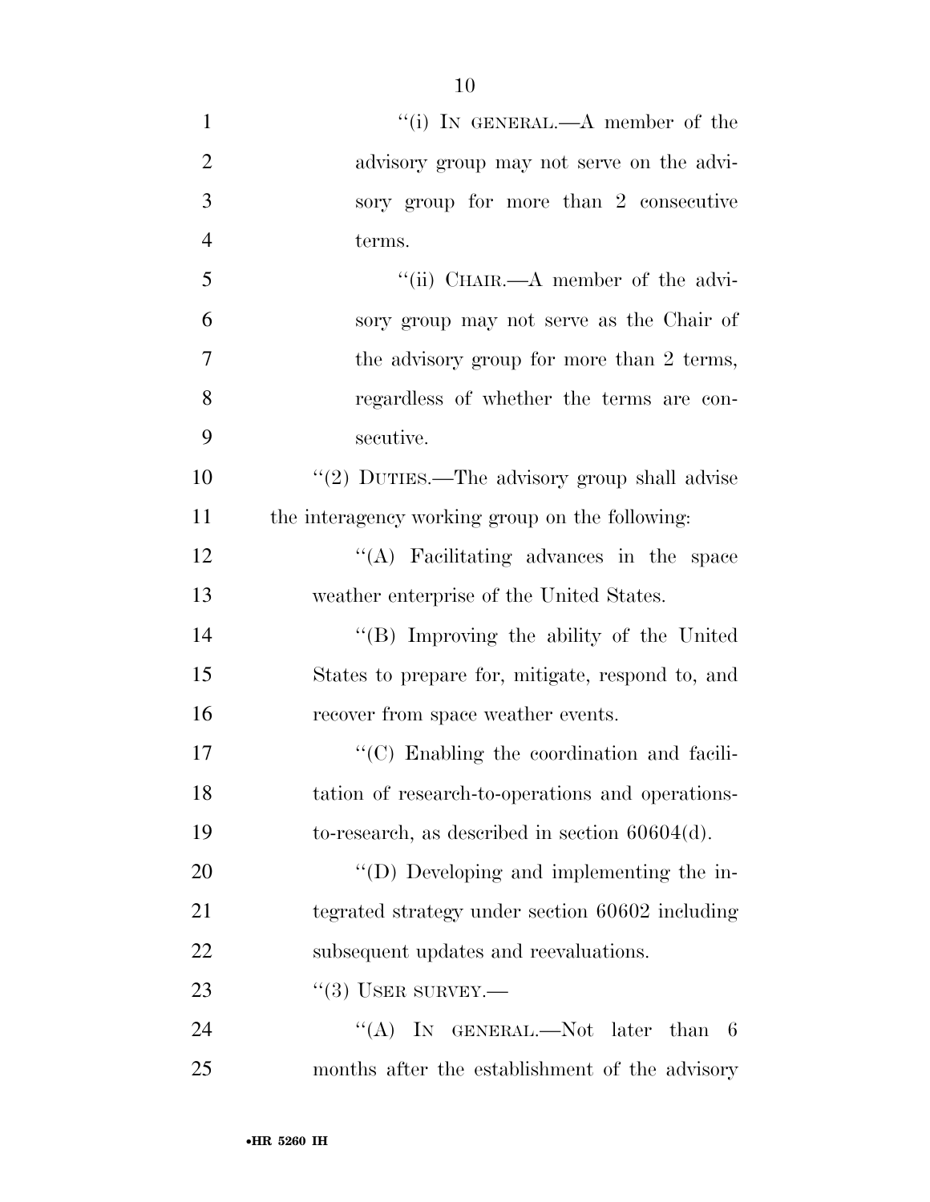"(i) IN GENERAL.—A member of the advisory group may not serve on the advisory group for more than 2 consecutive terms.

"(ii) CHAIR.—A member of the advisory group may not serve as the Chair of the advisory group for more than 2 terms, regardless of whether the terms are consecutive.

"(2) DUTIES.—The advisory group shall advise the interagency working group on the following:

"(A) Facilitating advances in the space weather enterprise of the United States.

"(B) Improving the ability of the United States to prepare for, mitigate, respond to, and recover from space weather events.

"(C) Enabling the coordination and facilitation of research-to-operations and operations-to-research, as described in section 60604(d).

"(D) Developing and implementing the integrated strategy under section 60602 including subsequent updates and reevaluations.

"(3) USER SURVEY.—

"(A) IN GENERAL.—Not later than 6 months after the establishment of the advisory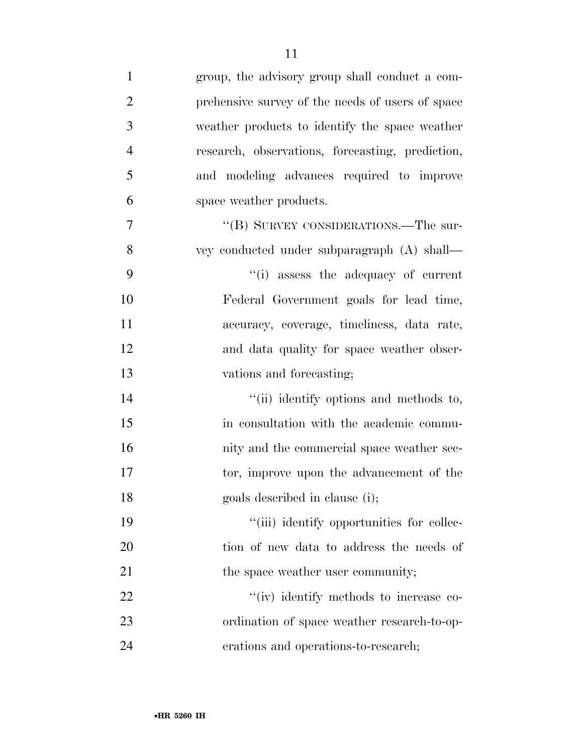group, the advisory group shall conduct a comprehensive survey of the needs of users of space weather products to identify the space weather research, observations, forecasting, prediction, and modeling advances required to improve space weather products.

"(B) SURVEY CONSIDERATIONS.—The survey conducted under subparagraph (A) shall—

"(i) assess the adequacy of current Federal Government goals for lead time, accuracy, coverage, timeliness, data rate, and data quality for space weather observations and forecasting;

"(ii) identify options and methods to, in consultation with the academic community and the commercial space weather sector, improve upon the advancement of the goals described in clause (i);

"(iii) identify opportunities for collection of new data to address the needs of the space weather user community;

"(iv) identify methods to increase coordination of space weather research-to-operations and operations-to-research;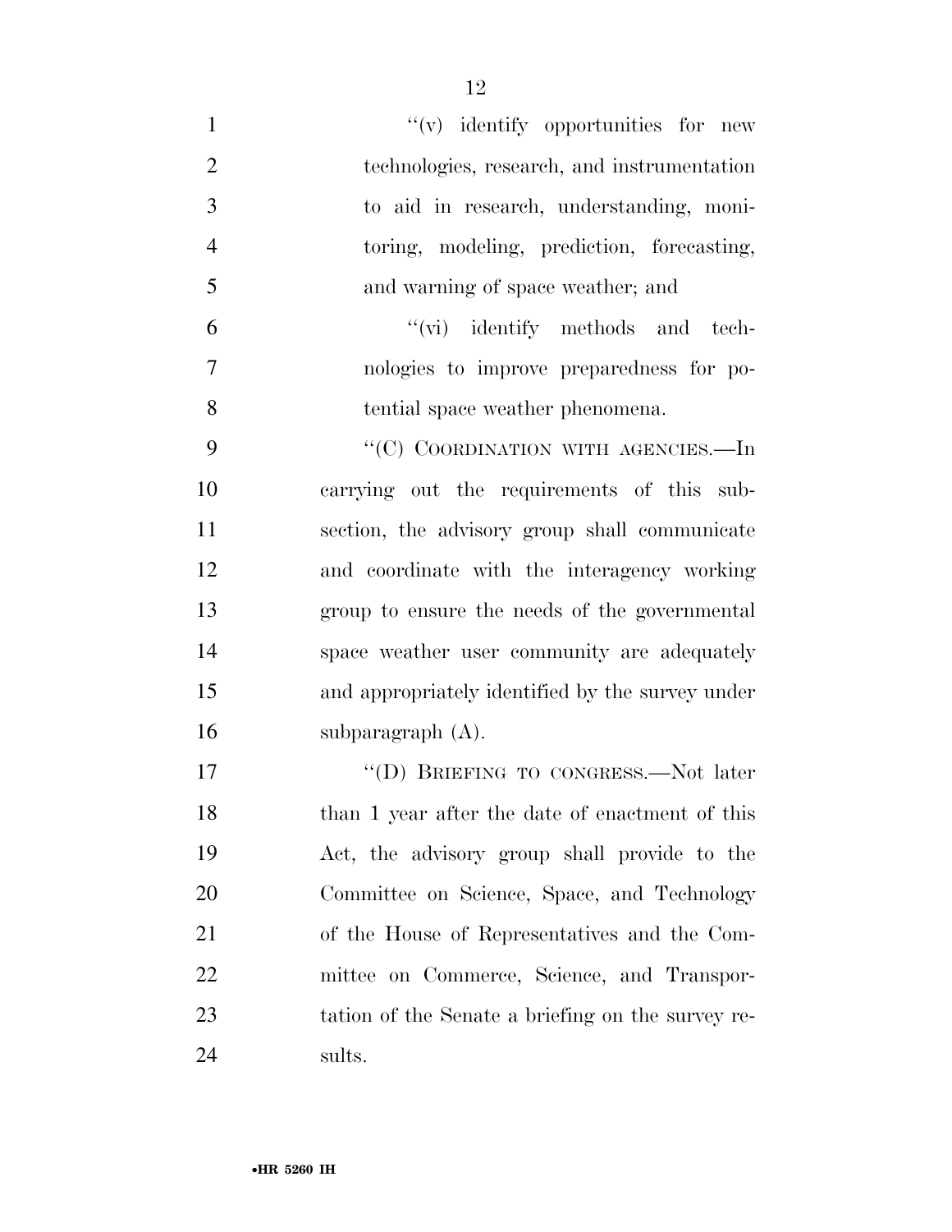"(v) identify opportunities for new technologies, research, and instrumentation to aid in research, understanding, monitoring, modeling, prediction, forecasting, and warning of space weather; and

"(vi) identify methods and technologies to improve preparedness for potential space weather phenomena.

"(C) COORDINATION WITH AGENCIES.—In carrying out the requirements of this subsection, the advisory group shall communicate and coordinate with the interagency working group to ensure the needs of the governmental space weather user community are adequately and appropriately identified by the survey under subparagraph (A).

"(D) BRIEFING TO CONGRESS.—Not later than 1 year after the date of enactment of this Act, the advisory group shall provide to the Committee on Science, Space, and Technology of the House of Representatives and the Committee on Commerce, Science, and Transportation of the Senate a briefing on the survey results.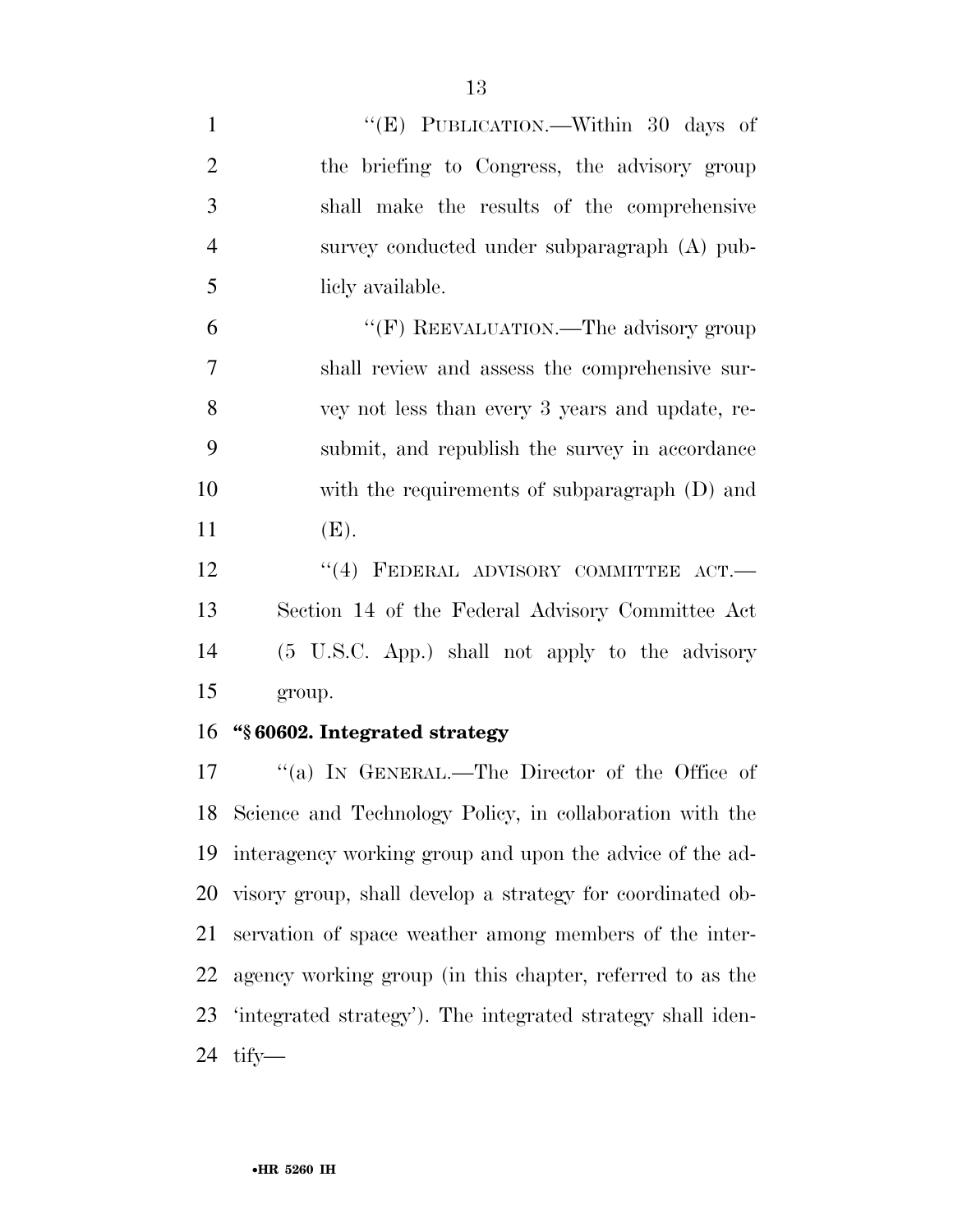"(E) PUBLICATION.—Within 30 days of the briefing to Congress, the advisory group shall make the results of the comprehensive survey conducted under subparagraph (A) publicly available.

"(F) REEVALUATION.—The advisory group shall review and assess the comprehensive survey not less than every 3 years and update, resubmit, and republish the survey in accordance with the requirements of subparagraph (D) and (E).

"(4) FEDERAL ADVISORY COMMITTEE ACT.—Section 14 of the Federal Advisory Committee Act (5 U.S.C. App.) shall not apply to the advisory group.

**"§ 60602. Integrated strategy**

"(a) IN GENERAL.—The Director of the Office of Science and Technology Policy, in collaboration with the interagency working group and upon the advice of the advisory group, shall develop a strategy for coordinated observation of space weather among members of the interagency working group (in this chapter, referred to as the 'integrated strategy'). The integrated strategy shall identify—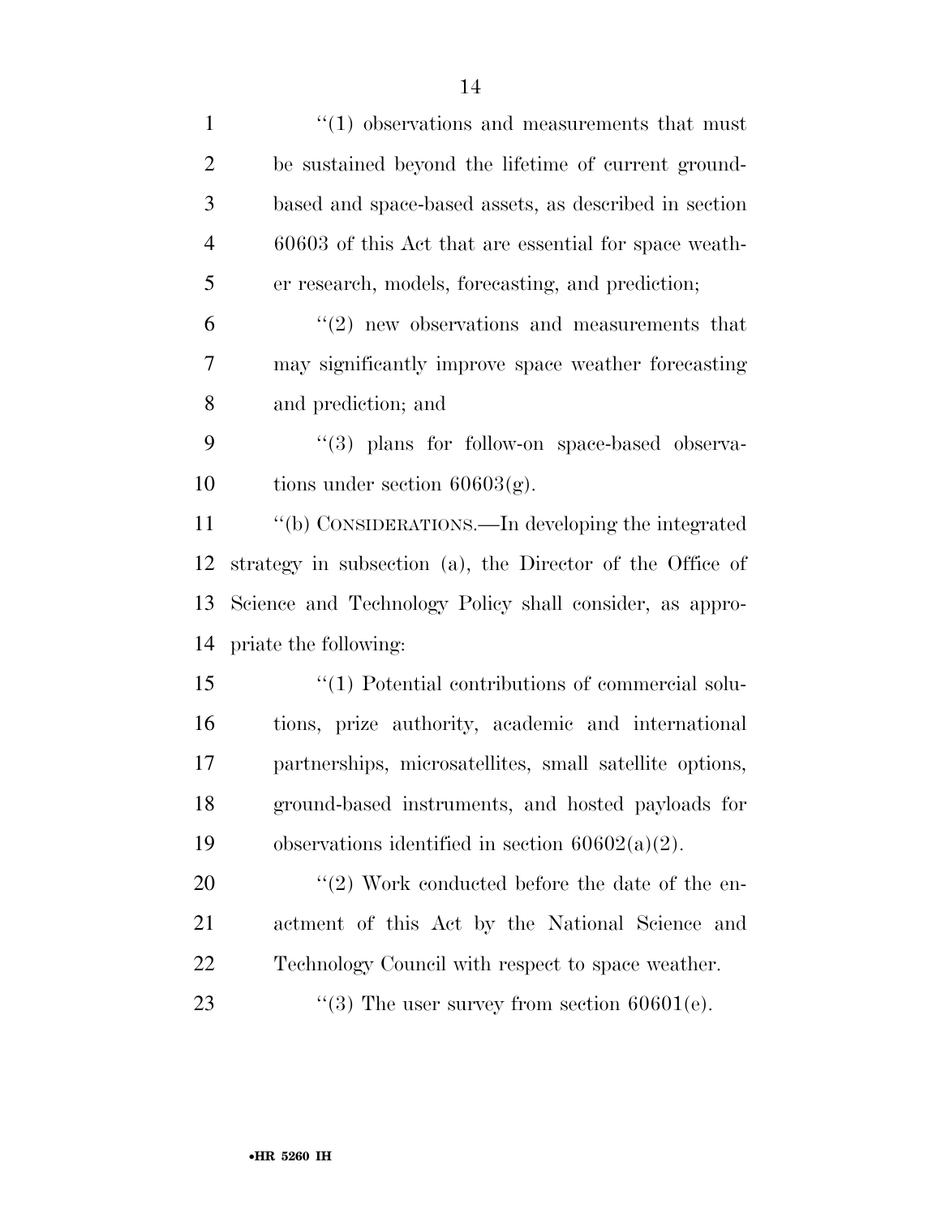''(1) observations and measurements that must be sustained beyond the lifetime of current ground-based and space-based assets, as described in section 60603 of this Act that are essential for space weather research, models, forecasting, and prediction;

''(2) new observations and measurements that may significantly improve space weather forecasting and prediction; and

''(3) plans for follow-on space-based observations under section 60603(g).

''(b) CONSIDERATIONS.—In developing the integrated strategy in subsection (a), the Director of the Office of Science and Technology Policy shall consider, as appropriate the following:

''(1) Potential contributions of commercial solutions, prize authority, academic and international partnerships, microsatellites, small satellite options, ground-based instruments, and hosted payloads for observations identified in section 60602(a)(2).

''(2) Work conducted before the date of the enactment of this Act by the National Science and Technology Council with respect to space weather.

''(3) The user survey from section 60601(e).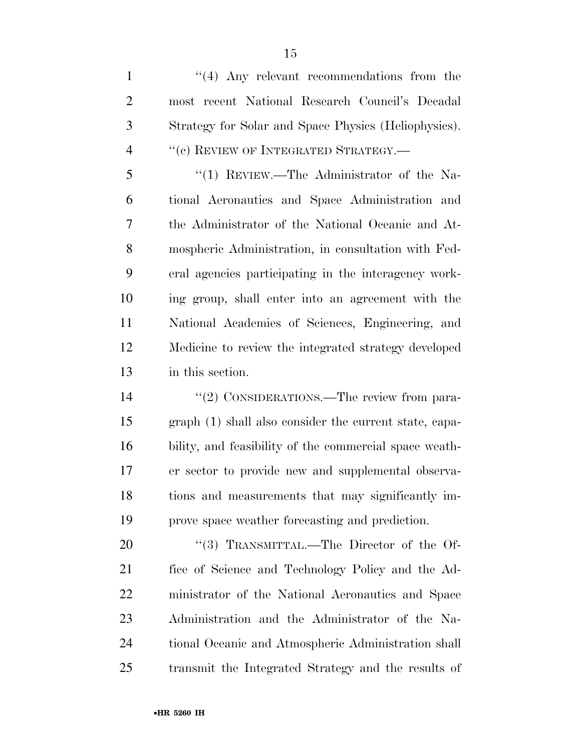''(4) Any relevant recommendations from the most recent National Research Council's Decadal Strategy for Solar and Space Physics (Heliophysics).

''(c) REVIEW OF INTEGRATED STRATEGY.—

''(1) REVIEW.—The Administrator of the National Aeronautics and Space Administration and the Administrator of the National Oceanic and Atmospheric Administration, in consultation with Federal agencies participating in the interagency working group, shall enter into an agreement with the National Academies of Sciences, Engineering, and Medicine to review the integrated strategy developed in this section.

''(2) CONSIDERATIONS.—The review from paragraph (1) shall also consider the current state, capability, and feasibility of the commercial space weather sector to provide new and supplemental observations and measurements that may significantly improve space weather forecasting and prediction.

''(3) TRANSMITTAL.—The Director of the Office of Science and Technology Policy and the Administrator of the National Aeronautics and Space Administration and the Administrator of the National Oceanic and Atmospheric Administration shall transmit the Integrated Strategy and the results of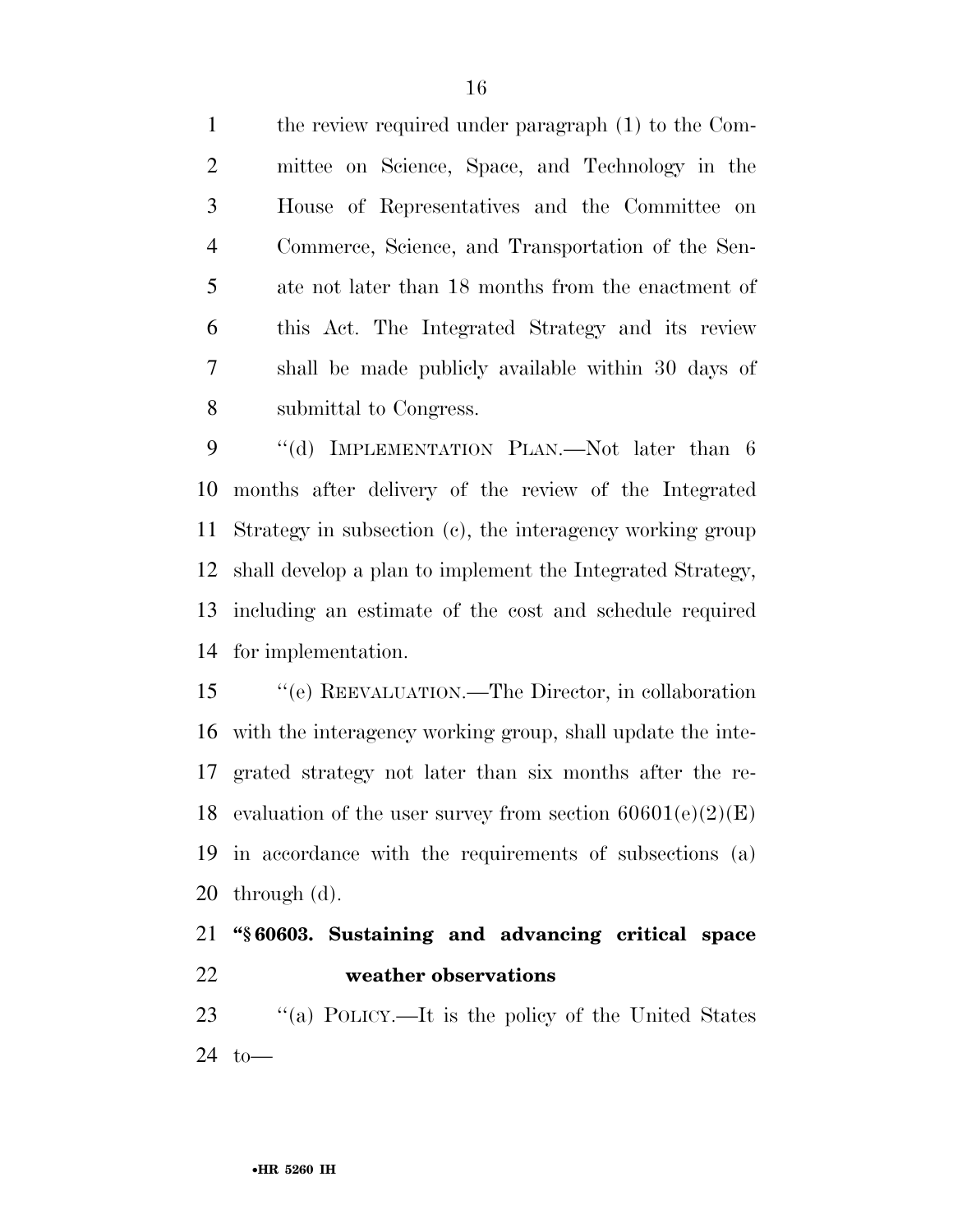the review required under paragraph (1) to the Committee on Science, Space, and Technology in the House of Representatives and the Committee on Commerce, Science, and Transportation of the Senate not later than 18 months from the enactment of this Act. The Integrated Strategy and its review shall be made publicly available within 30 days of submittal to Congress.

"(d) IMPLEMENTATION PLAN.—Not later than 6 months after delivery of the review of the Integrated Strategy in subsection (c), the interagency working group shall develop a plan to implement the Integrated Strategy, including an estimate of the cost and schedule required for implementation.

"(e) REEVALUATION.—The Director, in collaboration with the interagency working group, shall update the integrated strategy not later than six months after the reevaluation of the user survey from section 60601(e)(2)(E) in accordance with the requirements of subsections (a) through (d).

**"§ 60603. Sustaining and advancing critical space weather observations**

"(a) POLICY.—It is the policy of the United States to—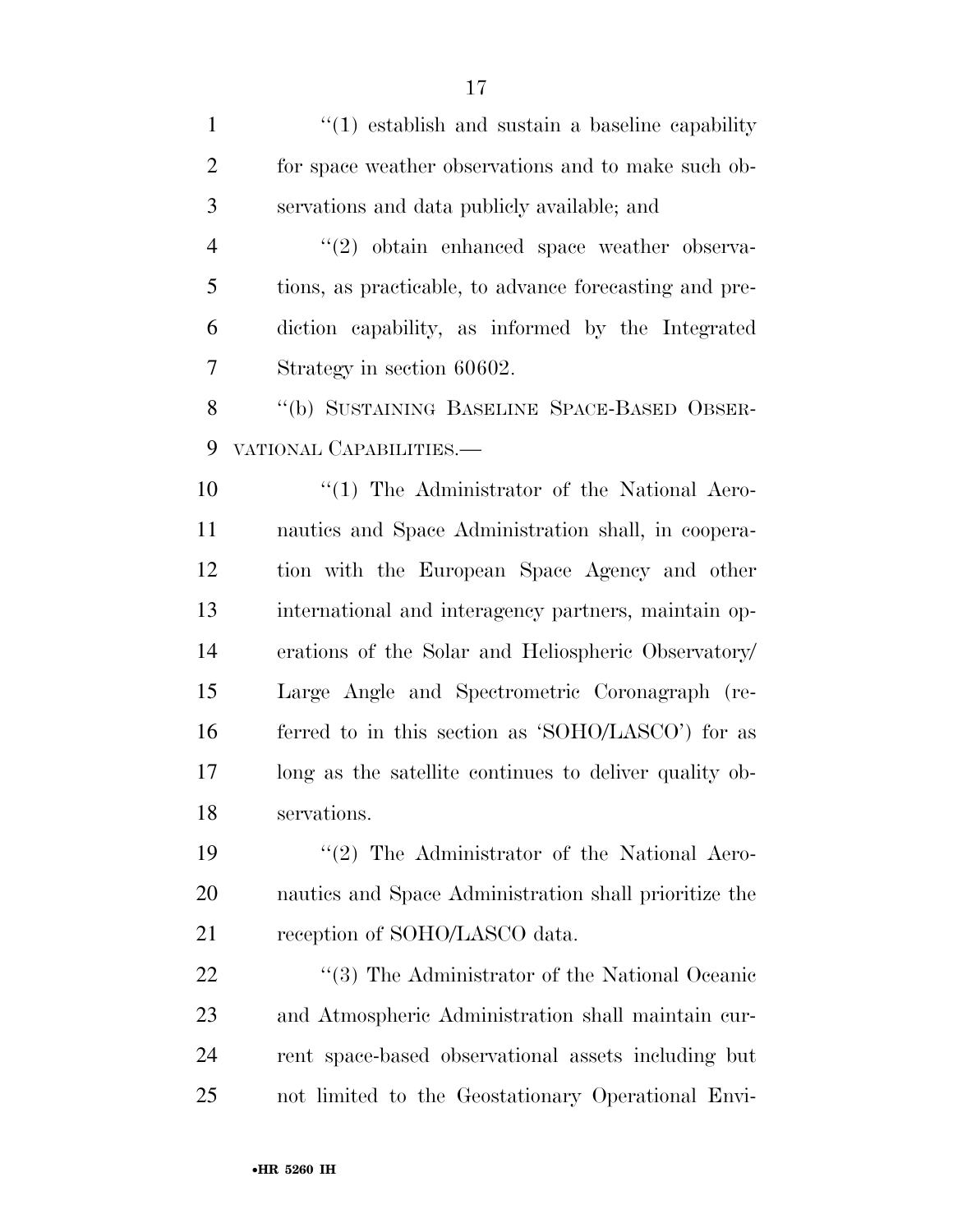''(1) establish and sustain a baseline capability for space weather observations and to make such observations and data publicly available; and

''(2) obtain enhanced space weather observations, as practicable, to advance forecasting and prediction capability, as informed by the Integrated Strategy in section 60602.

''(b) SUSTAINING BASELINE SPACE-BASED OBSERVATIONAL CAPABILITIES.—

''(1) The Administrator of the National Aeronautics and Space Administration shall, in cooperation with the European Space Agency and other international and interagency partners, maintain operations of the Solar and Heliospheric Observatory/Large Angle and Spectrometric Coronagraph (referred to in this section as 'SOHO/LASCO') for as long as the satellite continues to deliver quality observations.

''(2) The Administrator of the National Aeronautics and Space Administration shall prioritize the reception of SOHO/LASCO data.

''(3) The Administrator of the National Oceanic and Atmospheric Administration shall maintain current space-based observational assets including but not limited to the Geostationary Operational Envi-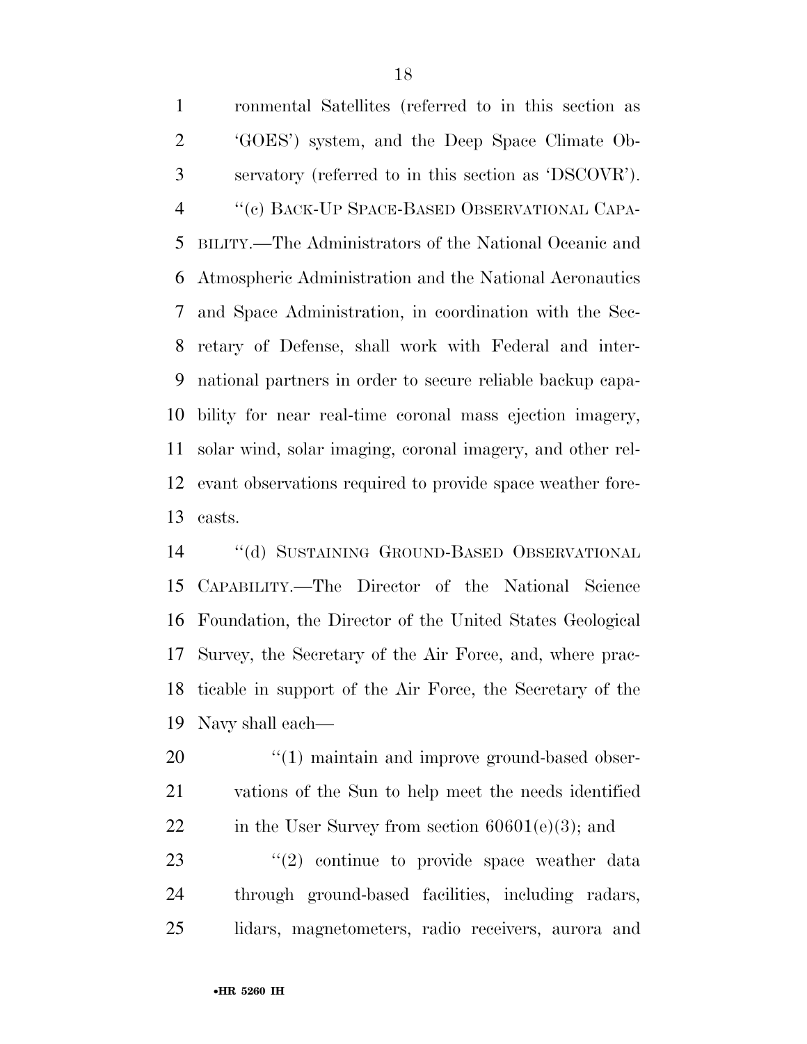ronmental Satellites (referred to in this section as 'GOES') system, and the Deep Space Climate Observatory (referred to in this section as 'DSCOVR').

"(c) BACK-UP SPACE-BASED OBSERVATIONAL CAPABILITY.—The Administrators of the National Oceanic and Atmospheric Administration and the National Aeronautics and Space Administration, in coordination with the Secretary of Defense, shall work with Federal and international partners in order to secure reliable backup capability for near real-time coronal mass ejection imagery, solar wind, solar imaging, coronal imagery, and other relevant observations required to provide space weather forecasts.

"(d) SUSTAINING GROUND-BASED OBSERVATIONAL CAPABILITY.—The Director of the National Science Foundation, the Director of the United States Geological Survey, the Secretary of the Air Force, and, where practicable in support of the Air Force, the Secretary of the Navy shall each—

"(1) maintain and improve ground-based observations of the Sun to help meet the needs identified in the User Survey from section 60601(e)(3); and

"(2) continue to provide space weather data through ground-based facilities, including radars, lidars, magnetometers, radio receivers, aurora and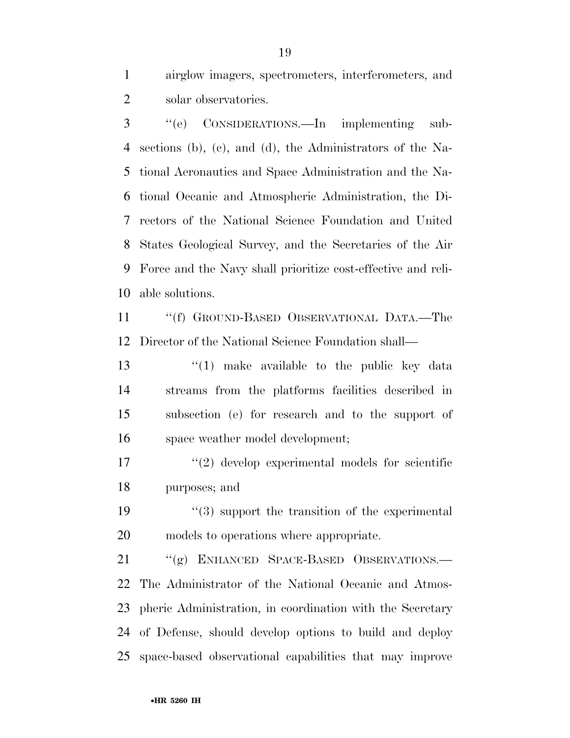airglow imagers, spectrometers, interferometers, and solar observatories.

"(e) CONSIDERATIONS.—In implementing subsections (b), (c), and (d), the Administrators of the National Aeronautics and Space Administration and the National Oceanic and Atmospheric Administration, the Directors of the National Science Foundation and United States Geological Survey, and the Secretaries of the Air Force and the Navy shall prioritize cost-effective and reliable solutions.

"(f) GROUND-BASED OBSERVATIONAL DATA.—The Director of the National Science Foundation shall—

"(1) make available to the public key data streams from the platforms facilities described in subsection (e) for research and to the support of space weather model development;

"(2) develop experimental models for scientific purposes; and

"(3) support the transition of the experimental models to operations where appropriate.

"(g) ENHANCED SPACE-BASED OBSERVATIONS.—The Administrator of the National Oceanic and Atmospheric Administration, in coordination with the Secretary of Defense, should develop options to build and deploy space-based observational capabilities that may improve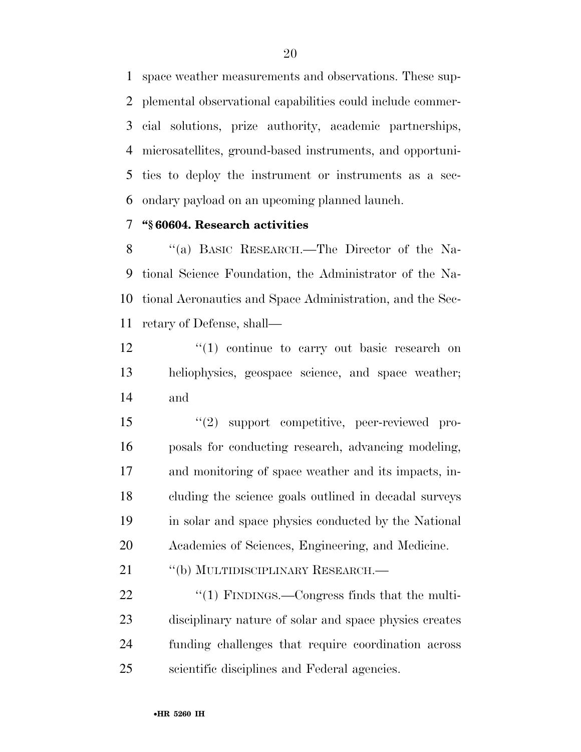space weather measurements and observations. These supplemental observational capabilities could include commercial solutions, prize authority, academic partnerships, microsatellites, ground-based instruments, and opportunities to deploy the instrument or instruments as a secondary payload on an upcoming planned launch.

**"§ 60604. Research activities**

"(a) BASIC RESEARCH.—The Director of the National Science Foundation, the Administrator of the National Aeronautics and Space Administration, and the Secretary of Defense, shall—

"(1) continue to carry out basic research on heliophysics, geospace science, and space weather; and

"(2) support competitive, peer-reviewed proposals for conducting research, advancing modeling, and monitoring of space weather and its impacts, including the science goals outlined in decadal surveys in solar and space physics conducted by the National Academies of Sciences, Engineering, and Medicine.

"(b) MULTIDISCIPLINARY RESEARCH.—

"(1) FINDINGS.—Congress finds that the multidisciplinary nature of solar and space physics creates funding challenges that require coordination across scientific disciplines and Federal agencies.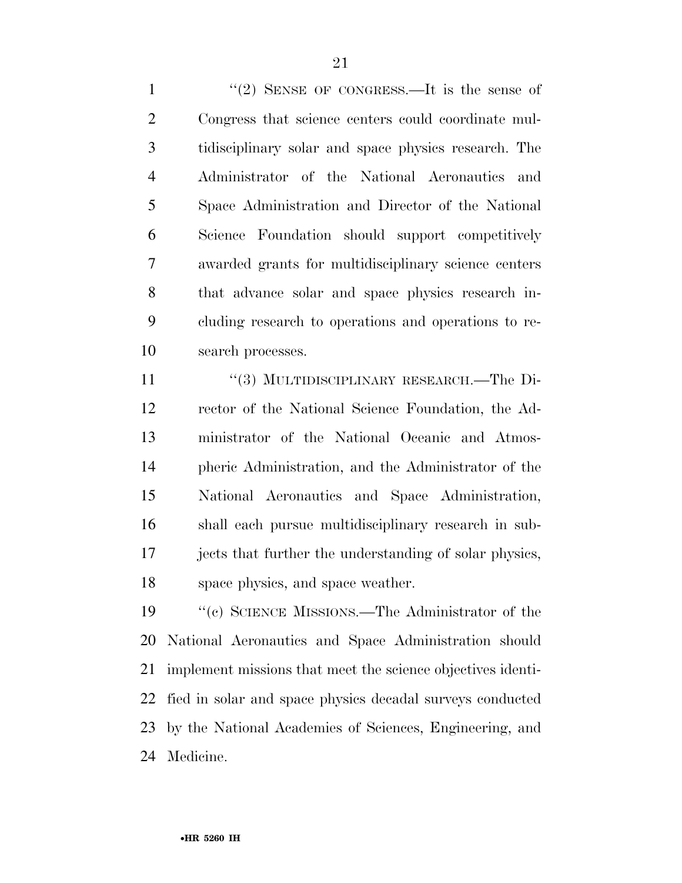"(2) SENSE OF CONGRESS.—It is the sense of Congress that science centers could coordinate multidisciplinary solar and space physics research. The Administrator of the National Aeronautics and Space Administration and Director of the National Science Foundation should support competitively awarded grants for multidisciplinary science centers that advance solar and space physics research including research to operations and operations to research processes.

"(3) MULTIDISCIPLINARY RESEARCH.—The Director of the National Science Foundation, the Administrator of the National Oceanic and Atmospheric Administration, and the Administrator of the National Aeronautics and Space Administration, shall each pursue multidisciplinary research in subjects that further the understanding of solar physics, space physics, and space weather.

"(c) SCIENCE MISSIONS.—The Administrator of the National Aeronautics and Space Administration should implement missions that meet the science objectives identified in solar and space physics decadal surveys conducted by the National Academies of Sciences, Engineering, and Medicine.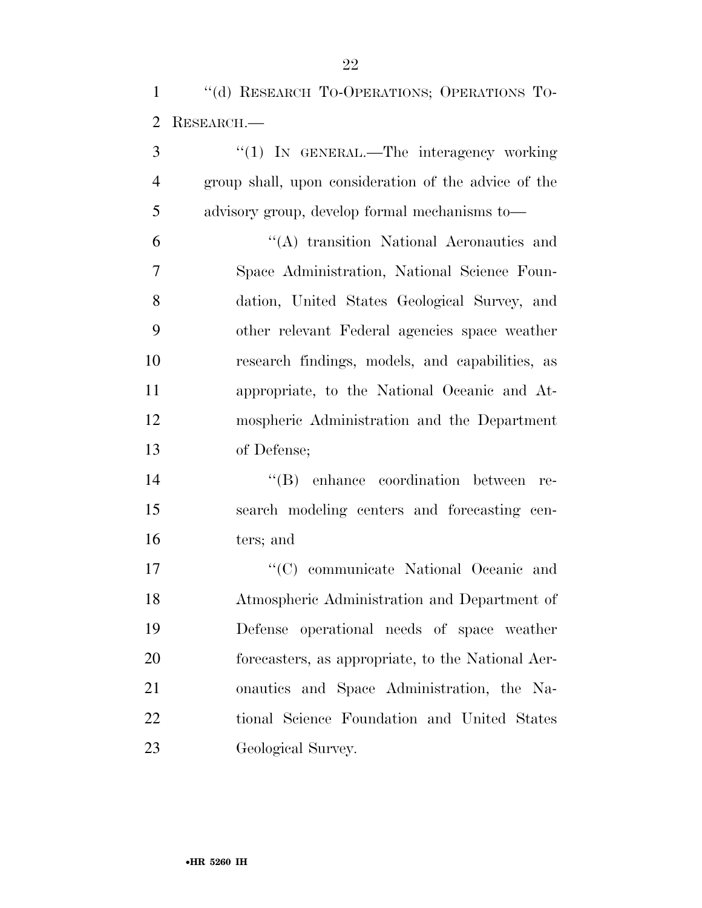"(d) RESEARCH TO-OPERATIONS; OPERATIONS TO-RESEARCH.—

"(1) IN GENERAL.—The interagency working group shall, upon consideration of the advice of the advisory group, develop formal mechanisms to—

"(A) transition National Aeronautics and Space Administration, National Science Foundation, United States Geological Survey, and other relevant Federal agencies space weather research findings, models, and capabilities, as appropriate, to the National Oceanic and Atmospheric Administration and the Department of Defense;

"(B) enhance coordination between research modeling centers and forecasting centers; and

"(C) communicate National Oceanic and Atmospheric Administration and Department of Defense operational needs of space weather forecasters, as appropriate, to the National Aeronautics and Space Administration, the National Science Foundation and United States Geological Survey.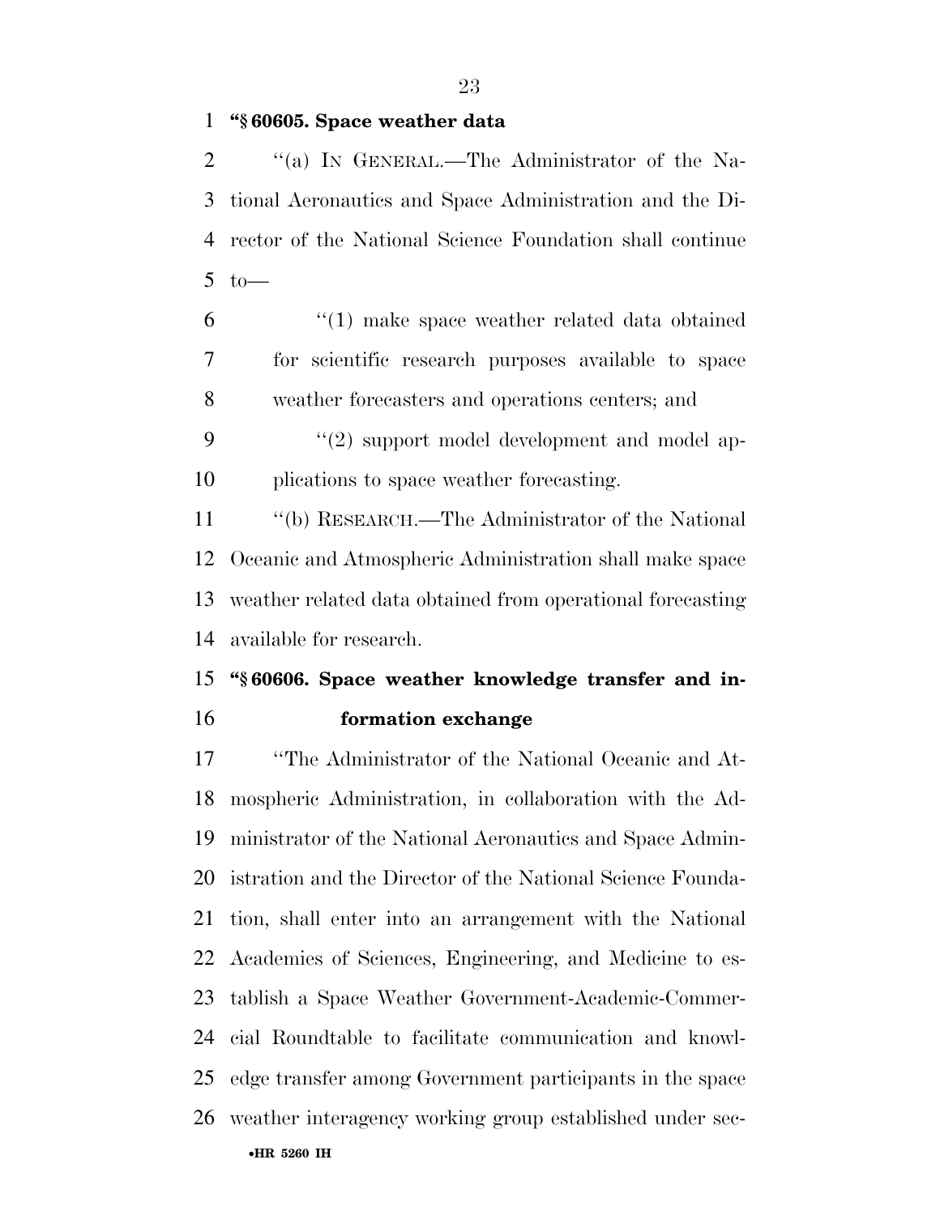**"§ 60605. Space weather data**

"(a) IN GENERAL.—The Administrator of the National Aeronautics and Space Administration and the Director of the National Science Foundation shall continue to—

"(1) make space weather related data obtained for scientific research purposes available to space weather forecasters and operations centers; and

"(2) support model development and model applications to space weather forecasting.

"(b) RESEARCH.—The Administrator of the National Oceanic and Atmospheric Administration shall make space weather related data obtained from operational forecasting available for research.

**"§ 60606. Space weather knowledge transfer and information exchange**

"The Administrator of the National Oceanic and Atmospheric Administration, in collaboration with the Administrator of the National Aeronautics and Space Administration and the Director of the National Science Foundation, shall enter into an arrangement with the National Academies of Sciences, Engineering, and Medicine to establish a Space Weather Government-Academic-Commercial Roundtable to facilitate communication and knowledge transfer among Government participants in the space weather interagency working group established under sec-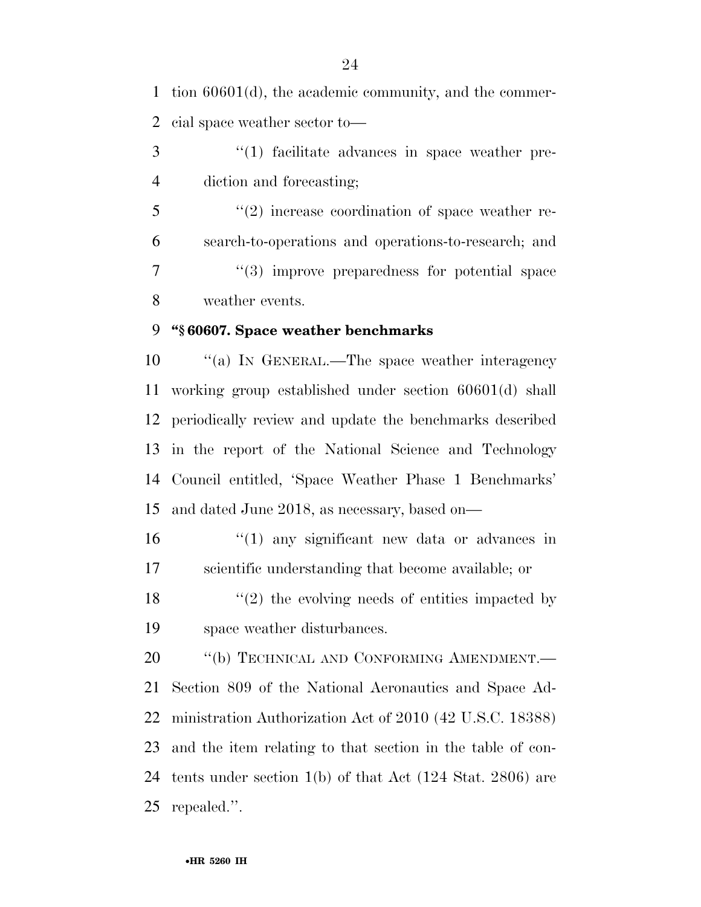tion 60601(d), the academic community, and the commercial space weather sector to—

"(1) facilitate advances in space weather prediction and forecasting;

"(2) increase coordination of space weather research-to-operations and operations-to-research; and

"(3) improve preparedness for potential space weather events.

**"§ 60607. Space weather benchmarks**

"(a) IN GENERAL.—The space weather interagency working group established under section 60601(d) shall periodically review and update the benchmarks described in the report of the National Science and Technology Council entitled, 'Space Weather Phase 1 Benchmarks' and dated June 2018, as necessary, based on—

"(1) any significant new data or advances in scientific understanding that become available; or

"(2) the evolving needs of entities impacted by space weather disturbances.

"(b) TECHNICAL AND CONFORMING AMENDMENT.—Section 809 of the National Aeronautics and Space Administration Authorization Act of 2010 (42 U.S.C. 18388) and the item relating to that section in the table of contents under section 1(b) of that Act (124 Stat. 2806) are repealed.".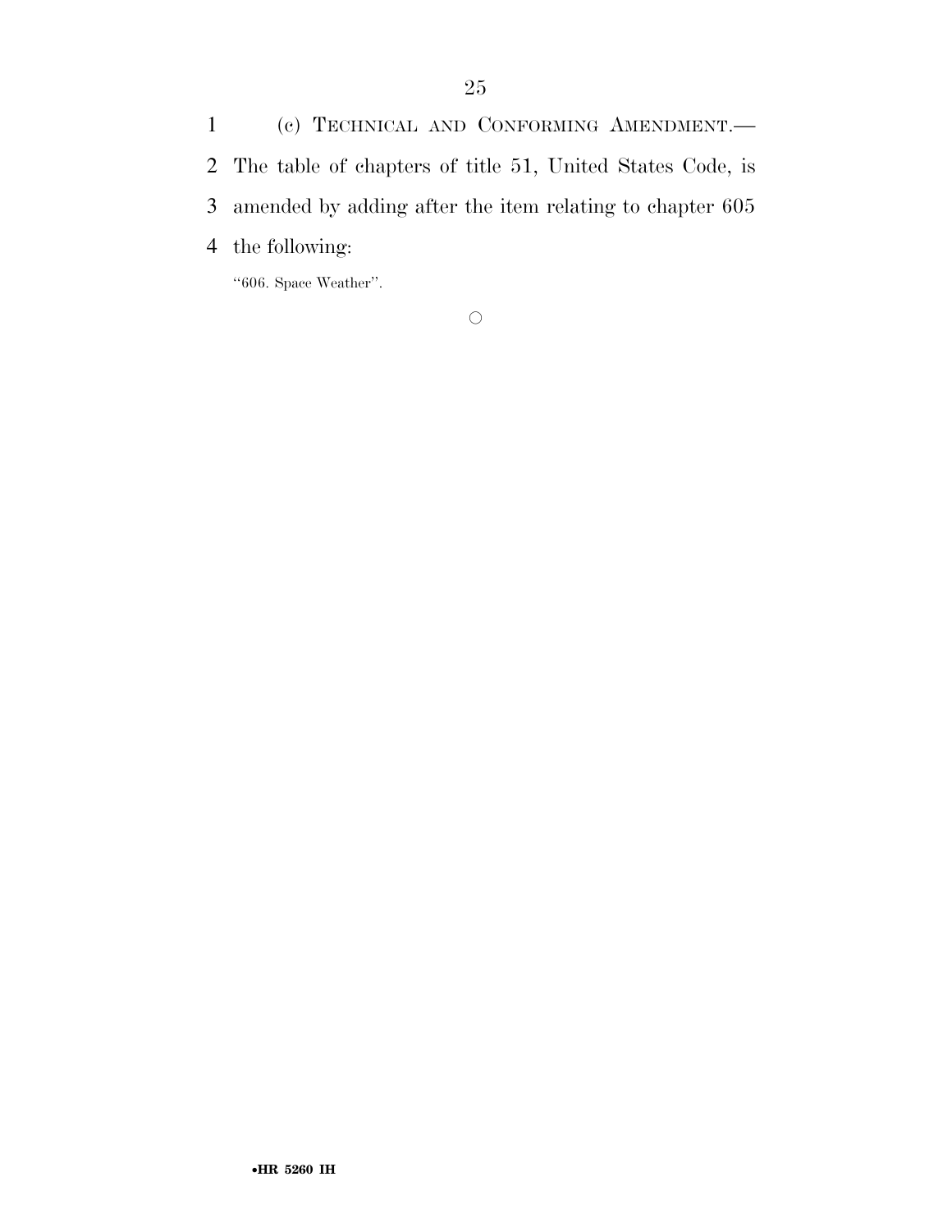(c) TECHNICAL AND CONFORMING AMENDMENT.— The table of chapters of title 51, United States Code, is amended by adding after the item relating to chapter 605 the following:

"606. Space Weather".